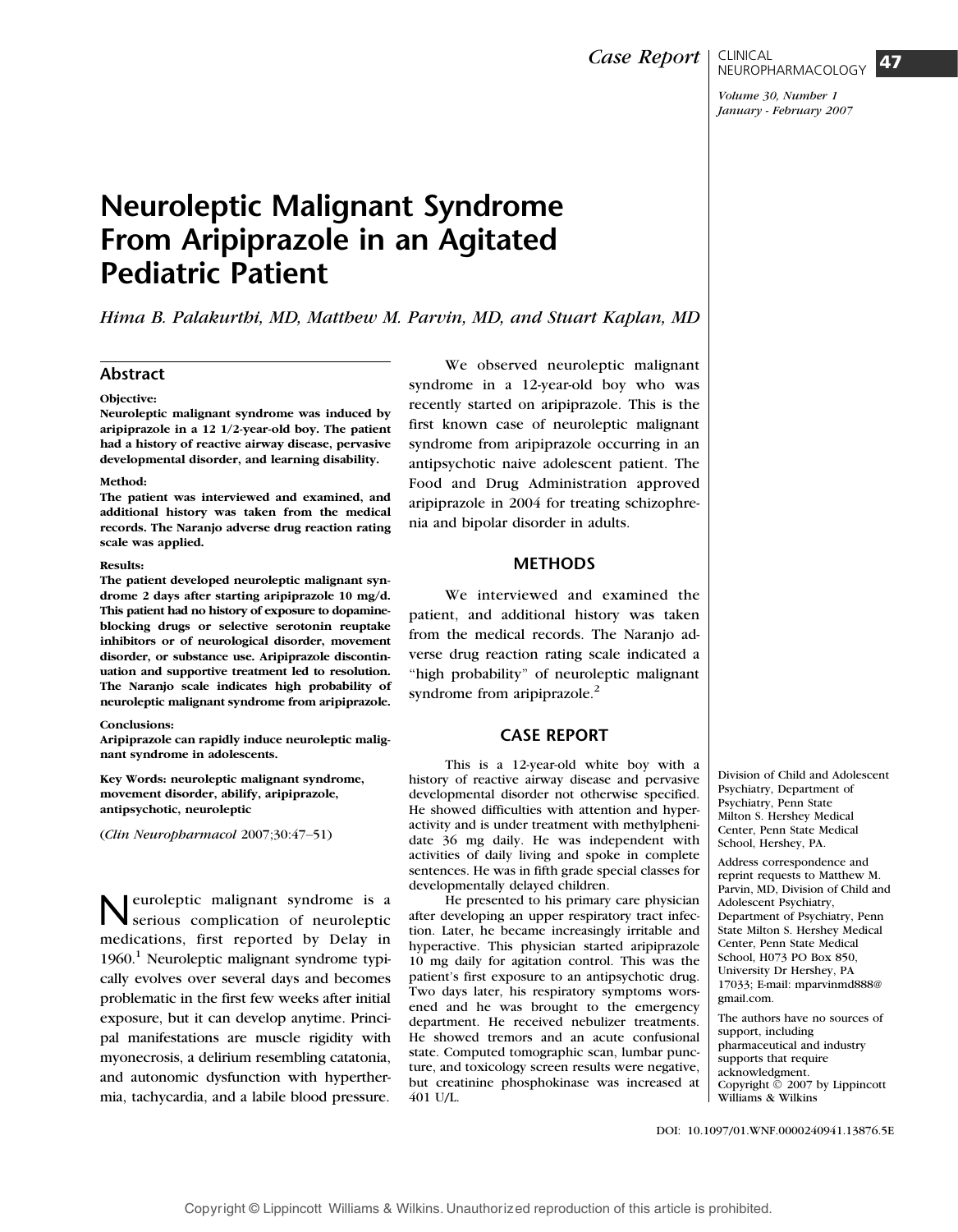Case Report

# Neuroleptic Malignant Syndrome From Aripiprazole in an Agitated Pediatric Patient

*Hima B. Palakurthi, MD, Matthew M. Parvin, MD, and Stuart Kaplan, MD*

## Abstract

**Objective:**
**Neuroleptic malignant syndrome was induced by aripiprazole in a 12 1/2-year-old boy. The patient had a history of reactive airway disease, pervasive developmental disorder, and learning disability.**

**Method:**
**The patient was interviewed and examined, and additional history was taken from the medical records. The Naranjo adverse drug reaction rating scale was applied.**

**Results:**
**The patient developed neuroleptic malignant syndrome 2 days after starting aripiprazole 10 mg/d. This patient had no history of exposure to dopamine-blocking drugs or selective serotonin reuptake inhibitors or of neurological disorder, movement disorder, or substance use. Aripiprazole discontinuation and supportive treatment led to resolution. The Naranjo scale indicates high probability of neuroleptic malignant syndrome from aripiprazole.**

**Conclusions:**
**Aripiprazole can rapidly induce neuroleptic malignant syndrome in adolescents.**

**Key Words: neuroleptic malignant syndrome, movement disorder, abilify, aripiprazole, antipsychotic, neuroleptic**

(*Clin Neuropharmacol* 2007;30:47–51)

Neuroleptic malignant syndrome is a serious complication of neuroleptic medications, first reported by Delay in 1960.[1] Neuroleptic malignant syndrome typically evolves over several days and becomes problematic in the first few weeks after initial exposure, but it can develop anytime. Principal manifestations are muscle rigidity with myonecrosis, a delirium resembling catatonia, and autonomic dysfunction with hyperthermia, tachycardia, and a labile blood pressure.

We observed neuroleptic malignant syndrome in a 12-year-old boy who was recently started on aripiprazole. This is the first known case of neuroleptic malignant syndrome from aripiprazole occurring in an antipsychotic naive adolescent patient. The Food and Drug Administration approved aripiprazole in 2004 for treating schizophrenia and bipolar disorder in adults.

## METHODS

We interviewed and examined the patient, and additional history was taken from the medical records. The Naranjo adverse drug reaction rating scale indicated a "high probability" of neuroleptic malignant syndrome from aripiprazole.[2]

## CASE REPORT

This is a 12-year-old white boy with a history of reactive airway disease and pervasive developmental disorder not otherwise specified. He showed difficulties with attention and hyperactivity and is under treatment with methylphenidate 36 mg daily. He was independent with activities of daily living and spoke in complete sentences. He was in fifth grade special classes for developmentally delayed children.

He presented to his primary care physician after developing an upper respiratory tract infection. Later, he became increasingly irritable and hyperactive. This physician started aripiprazole 10 mg daily for agitation control. This was the patient's first exposure to an antipsychotic drug. Two days later, his respiratory symptoms worsened and he was brought to the emergency department. He received nebulizer treatments. He showed tremors and an acute confusional state. Computed tomographic scan, lumbar puncture, and toxicology screen results were negative, but creatinine phosphokinase was increased at 401 U/L.

Division of Child and Adolescent Psychiatry, Department of Psychiatry, Penn State Milton S. Hershey Medical Center, Penn State Medical School, Hershey, PA.

Address correspondence and reprint requests to Matthew M. Parvin, MD, Division of Child and Adolescent Psychiatry, Department of Psychiatry, Penn State Milton S. Hershey Medical Center, Penn State Medical School, H073 PO Box 850, University Dr Hershey, PA 17033; E-mail: mparvinmd888@gmail.com.

The authors have no sources of support, including pharmaceutical and industry supports that require acknowledgment.

Copyright © 2007 by Lippincott Williams & Wilkins

DOI: 10.1097/01.WNF.0000240941.13876.5E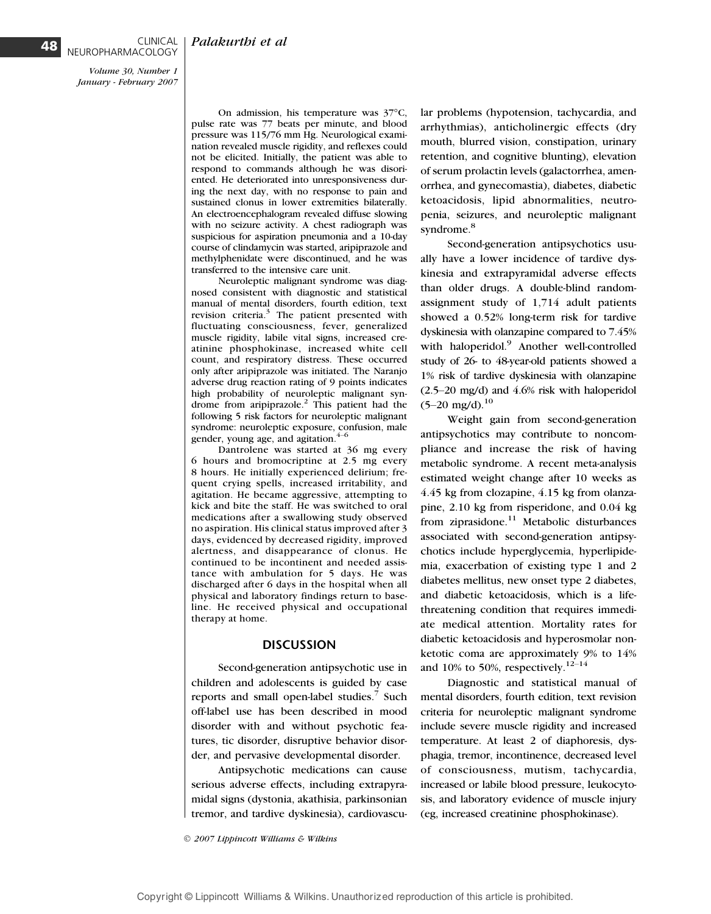On admission, his temperature was 37°C, pulse rate was 77 beats per minute, and blood pressure was 115/76 mm Hg. Neurological examination revealed muscle rigidity, and reflexes could not be elicited. Initially, the patient was able to respond to commands although he was disoriented. He deteriorated into unresponsiveness during the next day, with no response to pain and sustained clonus in lower extremities bilaterally. An electroencephalogram revealed diffuse slowing with no seizure activity. A chest radiograph was suspicious for aspiration pneumonia and a 10-day course of clindamycin was started, aripiprazole and methylphenidate were discontinued, and he was transferred to the intensive care unit.

Neuroleptic malignant syndrome was diagnosed consistent with diagnostic and statistical manual of mental disorders, fourth edition, text revision criteria.[3] The patient presented with fluctuating consciousness, fever, generalized muscle rigidity, labile vital signs, increased creatinine phosphokinase, increased white cell count, and respiratory distress. These occurred only after aripiprazole was initiated. The Naranjo adverse drug reaction rating of 9 points indicates high probability of neuroleptic malignant syndrome from aripiprazole.[2] This patient had the following 5 risk factors for neuroleptic malignant syndrome: neuroleptic exposure, confusion, male gender, young age, and agitation.[4–6]

Dantrolene was started at 36 mg every 6 hours and bromocriptine at 2.5 mg every 8 hours. He initially experienced delirium; frequent crying spells, increased irritability, and agitation. He became aggressive, attempting to kick and bite the staff. He was switched to oral medications after a swallowing study observed no aspiration. His clinical status improved after 3 days, evidenced by decreased rigidity, improved alertness, and disappearance of clonus. He continued to be incontinent and needed assistance with ambulation for 5 days. He was discharged after 6 days in the hospital when all physical and laboratory findings return to baseline. He received physical and occupational therapy at home.

## DISCUSSION

Second-generation antipsychotic use in children and adolescents is guided by case reports and small open-label studies.[7] Such off-label use has been described in mood disorder with and without psychotic features, tic disorder, disruptive behavior disorder, and pervasive developmental disorder.

Antipsychotic medications can cause serious adverse effects, including extrapyramidal signs (dystonia, akathisia, parkinsonian tremor, and tardive dyskinesia), cardiovascular problems (hypotension, tachycardia, and arrhythmias), anticholinergic effects (dry mouth, blurred vision, constipation, urinary retention, and cognitive blunting), elevation of serum prolactin levels (galactorrhea, amenorrhea, and gynecomastia), diabetes, diabetic ketoacidosis, lipid abnormalities, neutropenia, seizures, and neuroleptic malignant syndrome.[8]

Second-generation antipsychotics usually have a lower incidence of tardive dyskinesia and extrapyramidal adverse effects than older drugs. A double-blind random-assignment study of 1,714 adult patients showed a 0.52% long-term risk for tardive dyskinesia with olanzapine compared to 7.45% with haloperidol.[9] Another well-controlled study of 26- to 48-year-old patients showed a 1% risk of tardive dyskinesia with olanzapine (2.5–20 mg/d) and 4.6% risk with haloperidol (5–20 mg/d).[10]

Weight gain from second-generation antipsychotics may contribute to noncompliance and increase the risk of having metabolic syndrome. A recent meta-analysis estimated weight change after 10 weeks as 4.45 kg from clozapine, 4.15 kg from olanzapine, 2.10 kg from risperidone, and 0.04 kg from ziprasidone.[11] Metabolic disturbances associated with second-generation antipsychotics include hyperglycemia, hyperlipidemia, exacerbation of existing type 1 and 2 diabetes mellitus, new onset type 2 diabetes, and diabetic ketoacidosis, which is a life-threatening condition that requires immediate medical attention. Mortality rates for diabetic ketoacidosis and hyperosmolar nonketotic coma are approximately 9% to 14% and 10% to 50%, respectively.[12–14]

Diagnostic and statistical manual of mental disorders, fourth edition, text revision criteria for neuroleptic malignant syndrome include severe muscle rigidity and increased temperature. At least 2 of diaphoresis, dysphagia, tremor, incontinence, decreased level of consciousness, mutism, tachycardia, increased or labile blood pressure, leukocytosis, and laboratory evidence of muscle injury (eg, increased creatinine phosphokinase).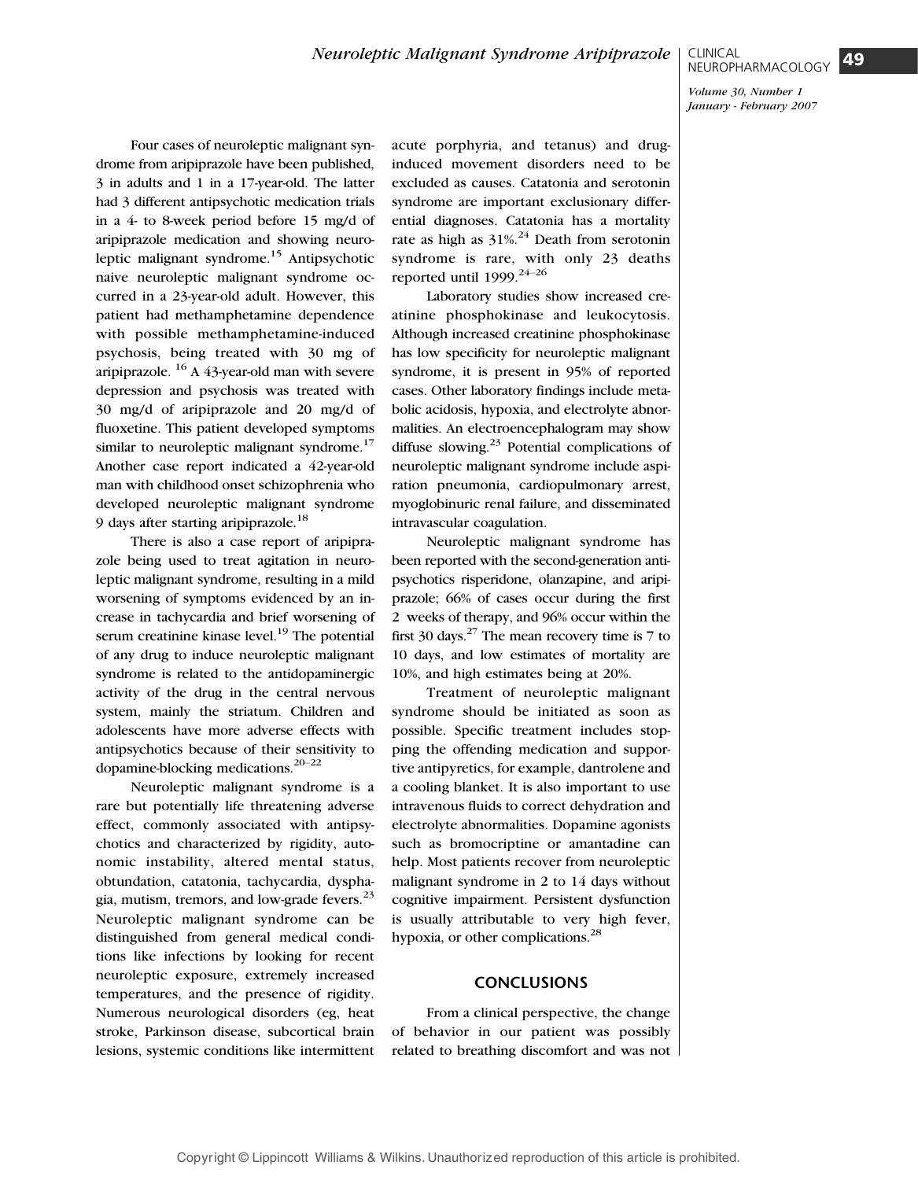Four cases of neuroleptic malignant syndrome from aripiprazole have been published, 3 in adults and 1 in a 17-year-old. The latter had 3 different antipsychotic medication trials in a 4- to 8-week period before 15 mg/d of aripiprazole medication and showing neuroleptic malignant syndrome.[15] Antipsychotic naive neuroleptic malignant syndrome occurred in a 23-year-old adult. However, this patient had methamphetamine dependence with possible methamphetamine-induced psychosis, being treated with 30 mg of aripiprazole. [16] A 43-year-old man with severe depression and psychosis was treated with 30 mg/d of aripiprazole and 20 mg/d of fluoxetine. This patient developed symptoms similar to neuroleptic malignant syndrome.[17] Another case report indicated a 42-year-old man with childhood onset schizophrenia who developed neuroleptic malignant syndrome 9 days after starting aripiprazole.[18]

There is also a case report of aripiprazole being used to treat agitation in neuroleptic malignant syndrome, resulting in a mild worsening of symptoms evidenced by an increase in tachycardia and brief worsening of serum creatinine kinase level.[19] The potential of any drug to induce neuroleptic malignant syndrome is related to the antidopaminergic activity of the drug in the central nervous system, mainly the striatum. Children and adolescents have more adverse effects with antipsychotics because of their sensitivity to dopamine-blocking medications.[20–22]

Neuroleptic malignant syndrome is a rare but potentially life threatening adverse effect, commonly associated with antipsychotics and characterized by rigidity, autonomic instability, altered mental status, obtundation, catatonia, tachycardia, dysphagia, mutism, tremors, and low-grade fevers.[23] Neuroleptic malignant syndrome can be distinguished from general medical conditions like infections by looking for recent neuroleptic exposure, extremely increased temperatures, and the presence of rigidity. Numerous neurological disorders (eg, heat stroke, Parkinson disease, subcortical brain lesions, systemic conditions like intermittent acute porphyria, and tetanus) and drug-induced movement disorders need to be excluded as causes. Catatonia and serotonin syndrome are important exclusionary differential diagnoses. Catatonia has a mortality rate as high as 31%.[24] Death from serotonin syndrome is rare, with only 23 deaths reported until 1999.[24–26]

Laboratory studies show increased creatinine phosphokinase and leukocytosis. Although increased creatinine phosphokinase has low specificity for neuroleptic malignant syndrome, it is present in 95% of reported cases. Other laboratory findings include metabolic acidosis, hypoxia, and electrolyte abnormalities. An electroencephalogram may show diffuse slowing.[23] Potential complications of neuroleptic malignant syndrome include aspiration pneumonia, cardiopulmonary arrest, myoglobinuric renal failure, and disseminated intravascular coagulation.

Neuroleptic malignant syndrome has been reported with the second-generation antipsychotics risperidone, olanzapine, and aripiprazole; 66% of cases occur during the first 2 weeks of therapy, and 96% occur within the first 30 days.[27] The mean recovery time is 7 to 10 days, and low estimates of mortality are 10%, and high estimates being at 20%.

Treatment of neuroleptic malignant syndrome should be initiated as soon as possible. Specific treatment includes stopping the offending medication and supportive antipyretics, for example, dantrolene and a cooling blanket. It is also important to use intravenous fluids to correct dehydration and electrolyte abnormalities. Dopamine agonists such as bromocriptine or amantadine can help. Most patients recover from neuroleptic malignant syndrome in 2 to 14 days without cognitive impairment. Persistent dysfunction is usually attributable to very high fever, hypoxia, or other complications.[28]

## CONCLUSIONS

From a clinical perspective, the change of behavior in our patient was possibly related to breathing discomfort and was not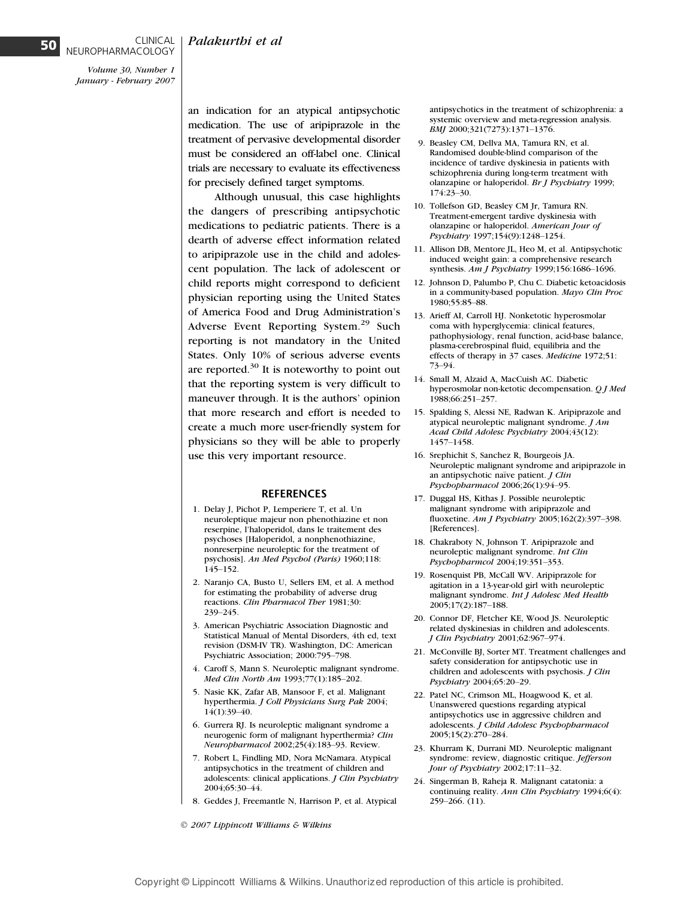an indication for an atypical antipsychotic medication. The use of aripiprazole in the treatment of pervasive developmental disorder must be considered an off-label one. Clinical trials are necessary to evaluate its effectiveness for precisely defined target symptoms.

Although unusual, this case highlights the dangers of prescribing antipsychotic medications to pediatric patients. There is a dearth of adverse effect information related to aripiprazole use in the child and adolescent population. The lack of adolescent or child reports might correspond to deficient physician reporting using the United States of America Food and Drug Administration's Adverse Event Reporting System.[29] Such reporting is not mandatory in the United States. Only 10% of serious adverse events are reported.[30] It is noteworthy to point out that the reporting system is very difficult to maneuver through. It is the authors' opinion that more research and effort is needed to create a much more user-friendly system for physicians so they will be able to properly use this very important resource.

## REFERENCES

1. Delay J, Pichot P, Lemperiere T, et al. Un neuroleptique majeur non phenothiazine et non reserpine, l'haloperidol, dans le traitement des psychoses [Haloperidol, a nonphenothiazine, nonreserpine neuroleptic for the treatment of psychosis]. *An Med Psychol (Paris)* 1960;118: 145–152.
2. Naranjo CA, Busto U, Sellers EM, et al. A method for estimating the probability of adverse drug reactions. *Clin Pharmacol Ther* 1981;30: 239–245.
3. American Psychiatric Association Diagnostic and Statistical Manual of Mental Disorders, 4th ed, text revision (DSM-IV TR). Washington, DC: American Psychiatric Association; 2000:795–798.
4. Caroff S, Mann S. Neuroleptic malignant syndrome. *Med Clin North Am* 1993;77(1):185–202.
5. Nasie KK, Zafar AB, Mansoor F, et al. Malignant hyperthermia. *J Coll Physicians Surg Pak* 2004; 14(1):39–40.
6. Gurrera RJ. Is neuroleptic malignant syndrome a neurogenic form of malignant hyperthermia? *Clin Neuropharmacol* 2002;25(4):183–93. Review.
7. Robert L, Findling MD, Nora McNamara. Atypical antipsychotics in the treatment of children and adolescents: clinical applications. *J Clin Psychiatry* 2004;65:30–44.
8. Geddes J, Freemantle N, Harrison P, et al. Atypical antipsychotics in the treatment of schizophrenia: a systemic overview and meta-regression analysis. *BMJ* 2000;321(7273):1371–1376.
9. Beasley CM, Dellva MA, Tamura RN, et al. Randomised double-blind comparison of the incidence of tardive dyskinesia in patients with schizophrenia during long-term treatment with olanzapine or haloperidol. *Br J Psychiatry* 1999; 174:23–30.
10. Tollefson GD, Beasley CM Jr, Tamura RN. Treatment-emergent tardive dyskinesia with olanzapine or haloperidol. *American Jour of Psychiatry* 1997;154(9):1248–1254.
11. Allison DB, Mentore JL, Heo M, et al. Antipsychotic induced weight gain: a comprehensive research synthesis. *Am J Psychiatry* 1999;156:1686–1696.
12. Johnson D, Palumbo P, Chu C. Diabetic ketoacidosis in a community-based population. *Mayo Clin Proc* 1980;55:85–88.
13. Arieff AI, Carroll HJ. Nonketotic hyperosmolar coma with hyperglycemia: clinical features, pathophysiology, renal function, acid-base balance, plasma-cerebrospinal fluid, equilibria and the effects of therapy in 37 cases. *Medicine* 1972;51: 73–94.
14. Small M, Alzaid A, MacCuish AC. Diabetic hyperosmolar non-ketotic decompensation. *Q J Med* 1988;66:251–257.
15. Spalding S, Alessi NE, Radwan K. Aripiprazole and atypical neuroleptic malignant syndrome. *J Am Acad Child Adolesc Psychiatry* 2004;43(12): 1457–1458.
16. Srephichit S, Sanchez R, Bourgeois JA. Neuroleptic malignant syndrome and aripiprazole in an antipsychotic naïve patient. *J Clin Psychopharmacol* 2006;26(1):94–95.
17. Duggal HS, Kithas J. Possible neuroleptic malignant syndrome with aripiprazole and fluoxetine. *Am J Psychiatry* 2005;162(2):397–398. [References].
18. Chakraboty N, Johnson T. Aripiprazole and neuroleptic malignant syndrome. *Int Clin Psychopharmcol* 2004;19:351–353.
19. Rosenquist PB, McCall WV. Aripiprazole for agitation in a 13-year-old girl with neuroleptic malignant syndrome. *Int J Adolesc Med Health* 2005;17(2):187–188.
20. Connor DF, Fletcher KE, Wood JS. Neuroleptic related dyskinesias in children and adolescents. *J Clin Psychiatry* 2001;62:967–974.
21. McConville BJ, Sorter MT. Treatment challenges and safety consideration for antipsychotic use in children and adolescents with psychosis. *J Clin Psychiatry* 2004;65:20–29.
22. Patel NC, Crimson ML, Hoagwood K, et al. Unanswered questions regarding atypical antipsychotics use in aggressive children and adolescents. *J Child Adolesc Psychopharmacol* 2005;15(2):270–284.
23. Khurram K, Durrani MD. Neuroleptic malignant syndrome: review, diagnostic critique. *Jefferson Jour of Psychiatry* 2002;17:11–32.
24. Singerman B, Raheja R. Malignant catatonia: a continuing reality. *Ann Clin Psychiatry* 1994;6(4): 259–266. (11).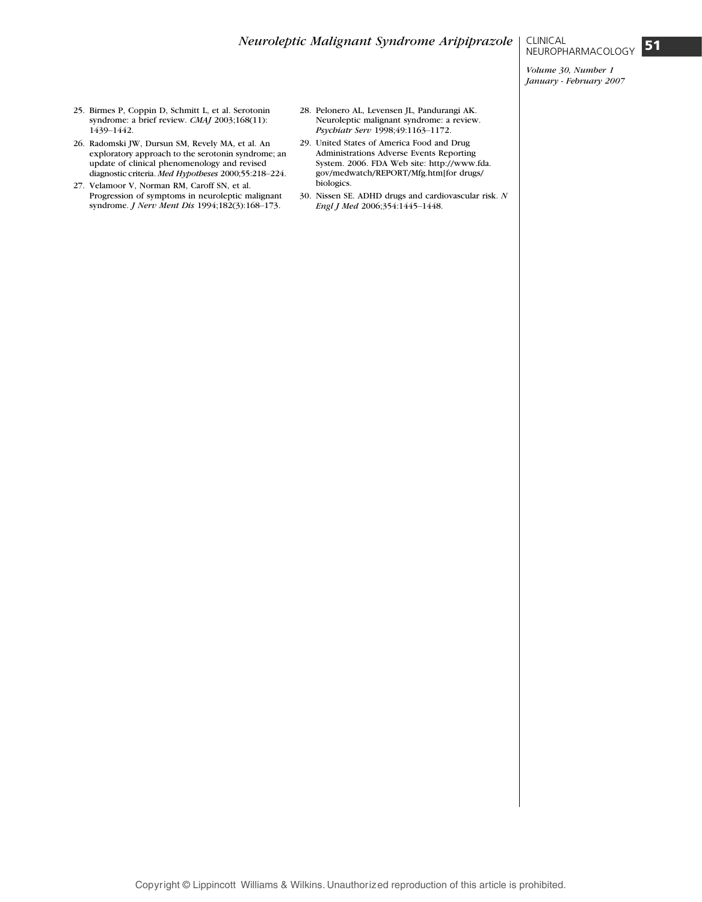25. Birmes P, Coppin D, Schmitt L, et al. Serotonin syndrome: a brief review. *CMAJ* 2003;168(11): 1439–1442.
26. Radomski JW, Dursun SM, Revely MA, et al. An exploratory approach to the serotonin syndrome; an update of clinical phenomenology and revised diagnostic criteria. *Med Hypotheses* 2000;55:218–224.
27. Velamoor V, Norman RM, Caroff SN, et al. Progression of symptoms in neuroleptic malignant syndrome. *J Nerv Ment Dis* 1994;182(3):168–173.
28. Pelonero AL, Levensen JL, Pandurangi AK. Neuroleptic malignant syndrome: a review. *Psychiatr Serv* 1998;49:1163–1172.
29. United States of America Food and Drug Administrations Adverse Events Reporting System. 2006. FDA Web site: http://www.fda.gov/medwatch/REPORT/Mfg.htm[for drugs/biologics.
30. Nissen SE. ADHD drugs and cardiovascular risk. *N Engl J Med* 2006;354:1445–1448.

Copyright © Lippincott Williams & Wilkins. Unauthorized reproduction of this article is prohibited.